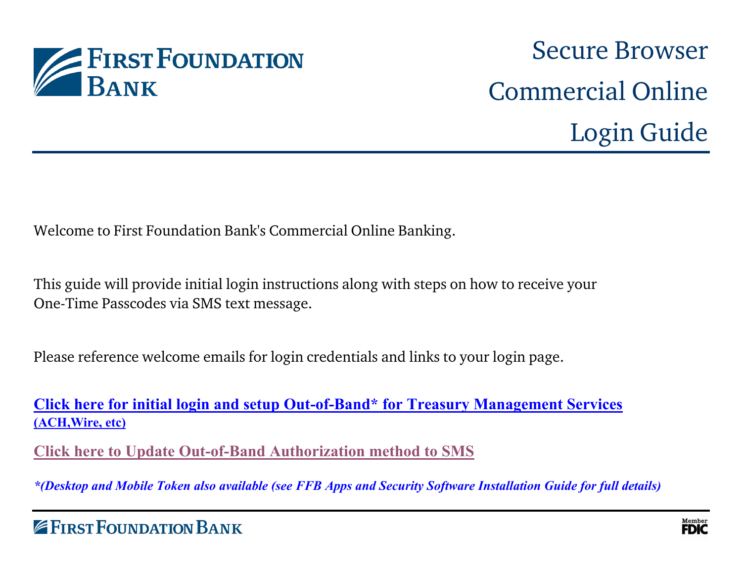# Secure Browser Commercial Online Login Guide

Welcome to First Foundation Bank's Commercial Online Banking.

This guide will provide initial login instructions along with steps on how to receive your One-Time Passcodes via SMS text message.

Please reference welcome emails for login credentials and links to your login page.

**Click here for initial login and setup Out-of-Band* for Treasury Management Services (ACH,Wire, etc)**

**Click here to Update Out-of-Band Authorization method to SMS**

***(Desktop and Mobile Token also available (see FFB Apps and Security Software Installation Guide for full details)***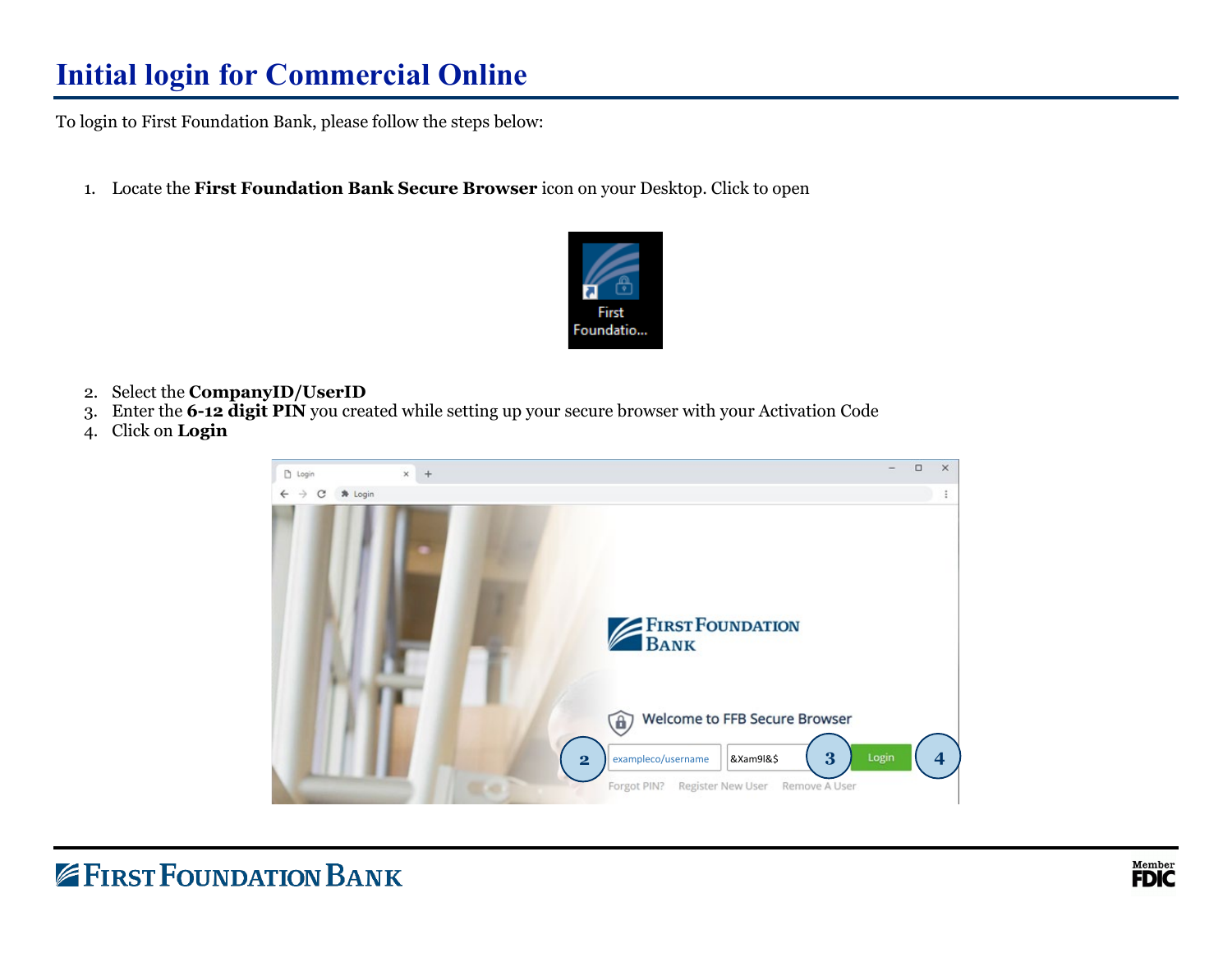# Initial login for Commercial Online

To login to First Foundation Bank, please follow the steps below:

1. Locate the **First Foundation Bank Secure Browser** icon on your Desktop. Click to open

2. Select the **CompanyID/UserID**
3. Enter the **6-12 digit PIN** you created while setting up your secure browser with your Activation Code
4. Click on **Login**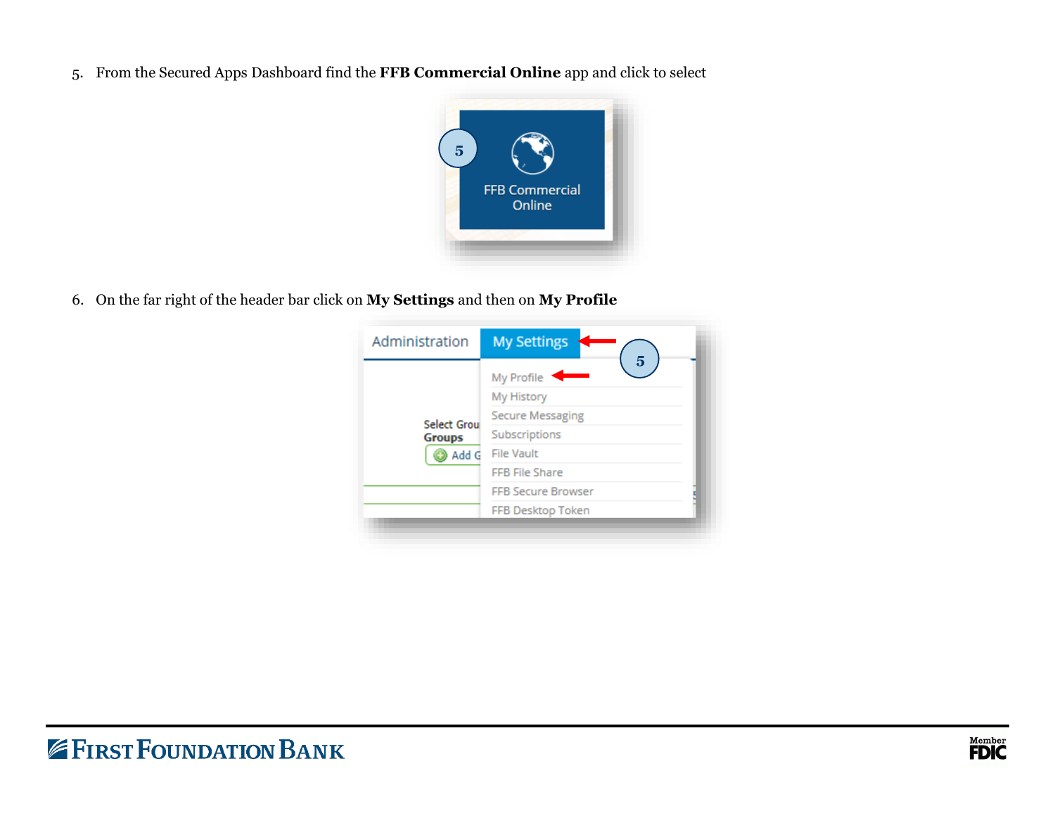5. From the Secured Apps Dashboard find the **FFB Commercial Online** app and click to select

6. On the far right of the header bar click on **My Settings** and then on **My Profile**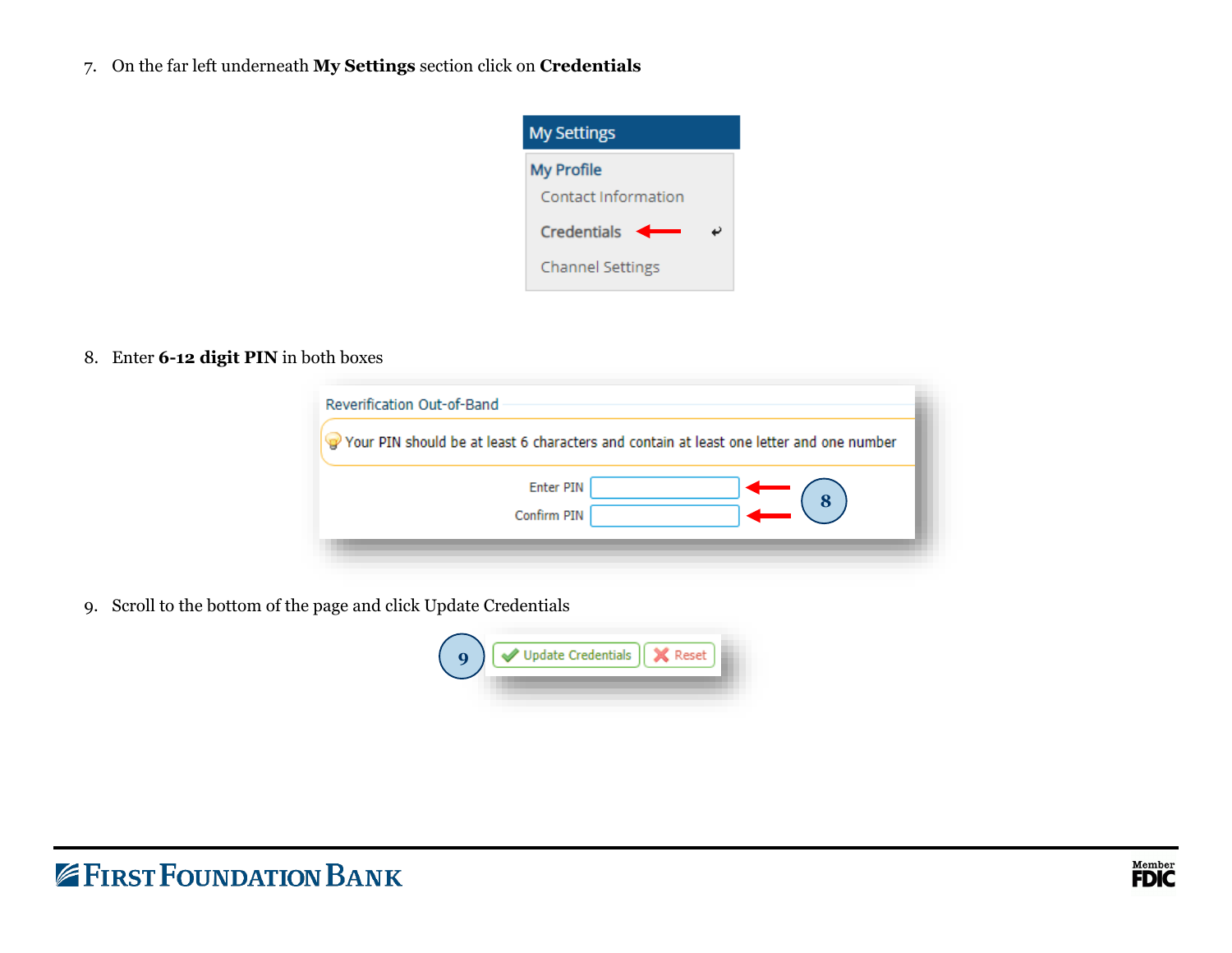7. On the far left underneath **My Settings** section click on **Credentials**

My Settings

My Profile

Contact Information

Credentials

Channel Settings

8. Enter **6-12 digit PIN** in both boxes

Reverification Out-of-Band

Your PIN should be at least 6 characters and contain at least one letter and one number

Enter PIN

Confirm PIN

9. Scroll to the bottom of the page and click Update Credentials

Update Credentials | Reset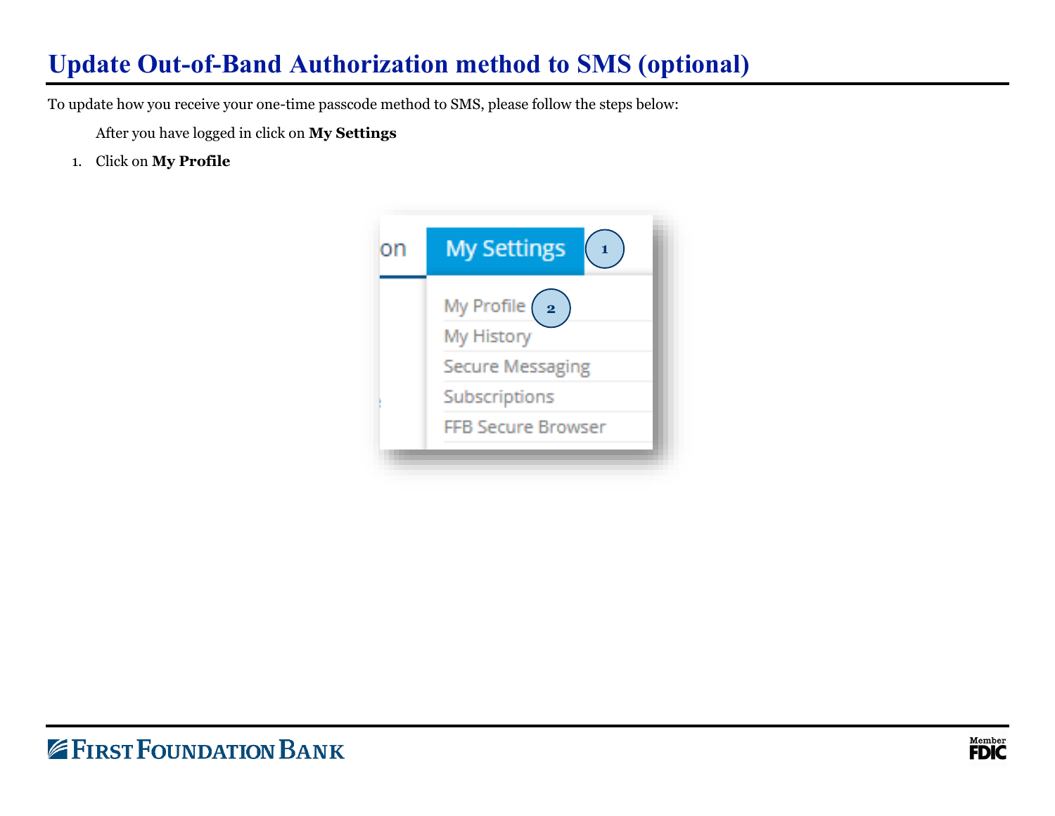# Update Out-of-Band Authorization method to SMS (optional)

To update how you receive your one-time passcode method to SMS, please follow the steps below:

After you have logged in click on **My Settings**

1. Click on **My Profile**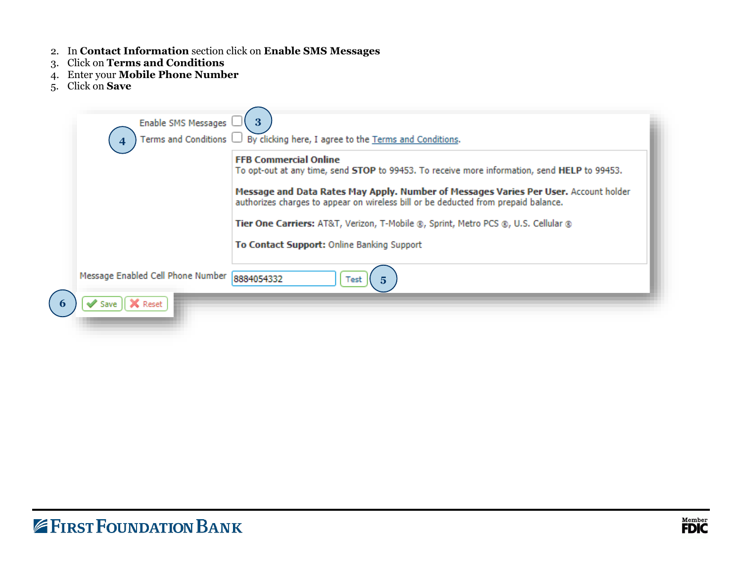2. In **Contact Information** section click on **Enable SMS Messages**
3. Click on **Terms and Conditions**
4. Enter your **Mobile Phone Number**
5. Click on **Save**

Enable SMS Messages ☐ (3)

(4) Terms and Conditions ☐ By clicking here, I agree to the Terms and Conditions.

**FFB Commercial Online**
To opt-out at any time, send **STOP** to 99453. To receive more information, send **HELP** to 99453.

**Message and Data Rates May Apply. Number of Messages Varies Per User.** Account holder authorizes charges to appear on wireless bill or be deducted from prepaid balance.

**Tier One Carriers:** AT&T, Verizon, T-Mobile ®, Sprint, Metro PCS ®, U.S. Cellular ®

**To Contact Support:** Online Banking Support

Message Enabled Cell Phone Number 8884054332 Test (5)

(6) Save Reset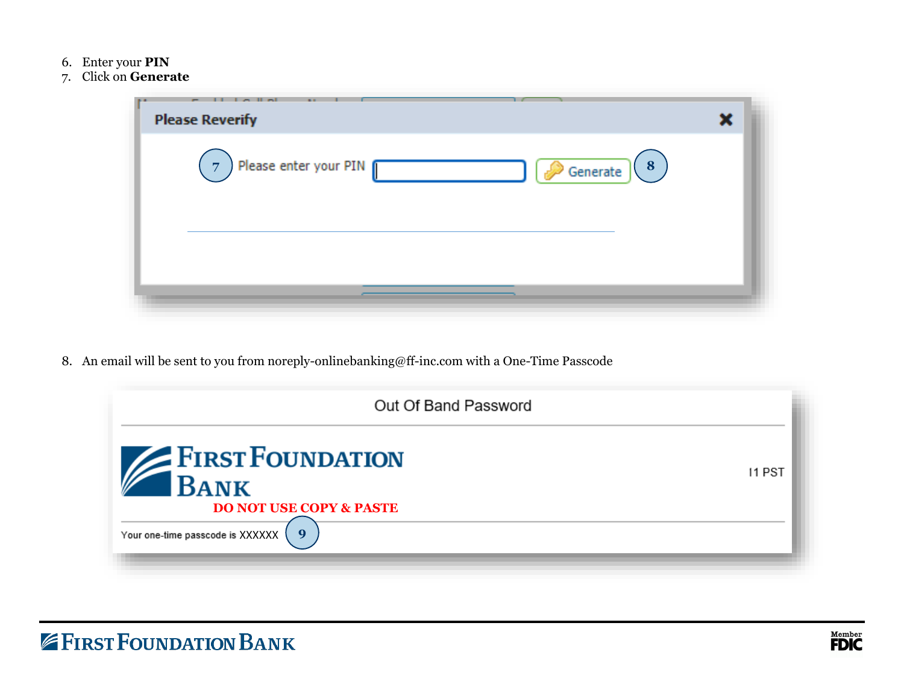6. Enter your **PIN**
7. Click on **Generate**

**Please Reverify**

7 Please enter your PIN [ ] Generate 8

8. An email will be sent to you from noreply-onlinebanking@ff-inc.com with a One-Time Passcode

Out Of Band Password

FIRST FOUNDATION BANK

I1 PST

**DO NOT USE COPY & PASTE**

Your one-time passcode is XXXXXX 9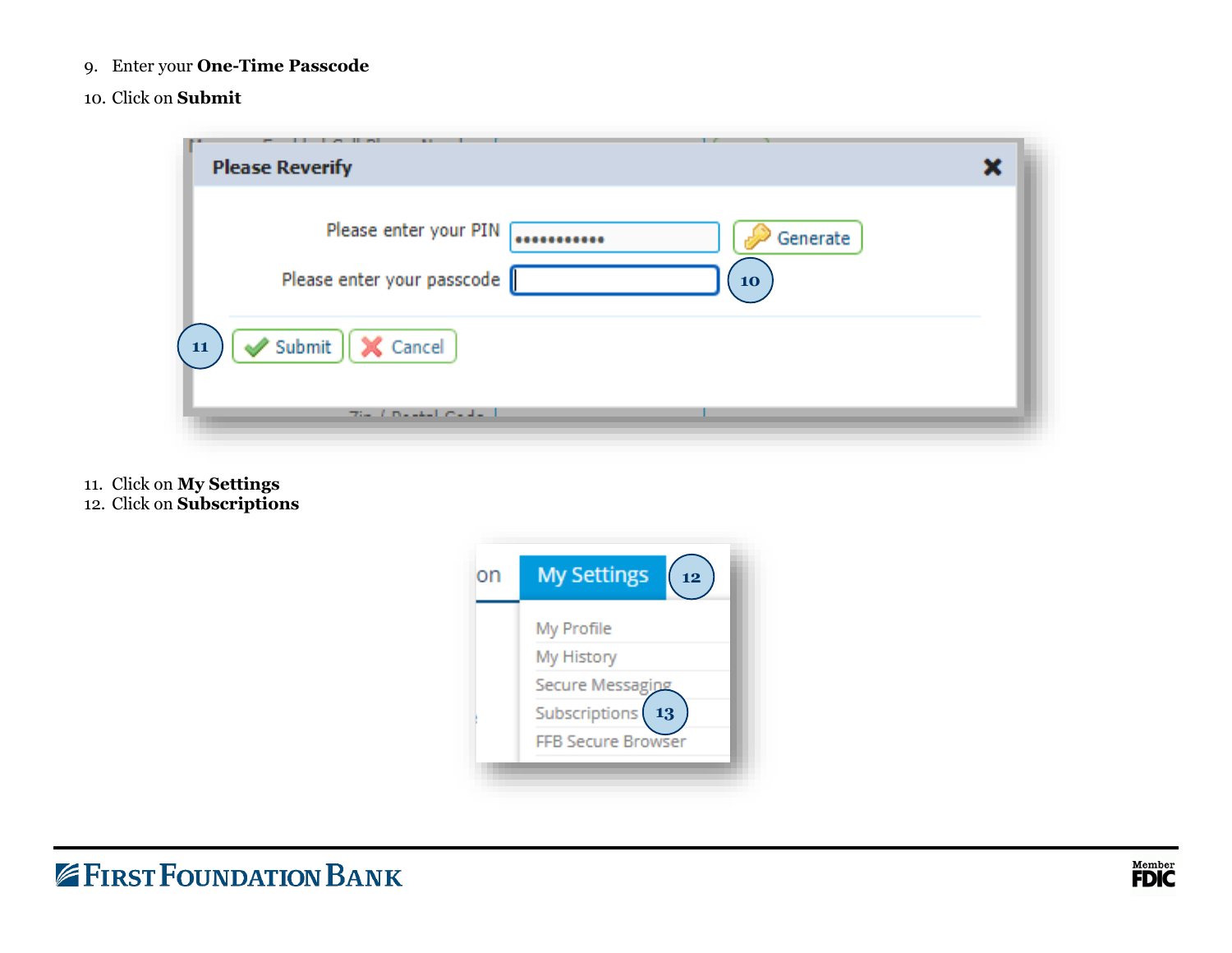9. Enter your **One-Time Passcode**
10. Click on **Submit**

11. Click on **My Settings**
12. Click on **Subscriptions**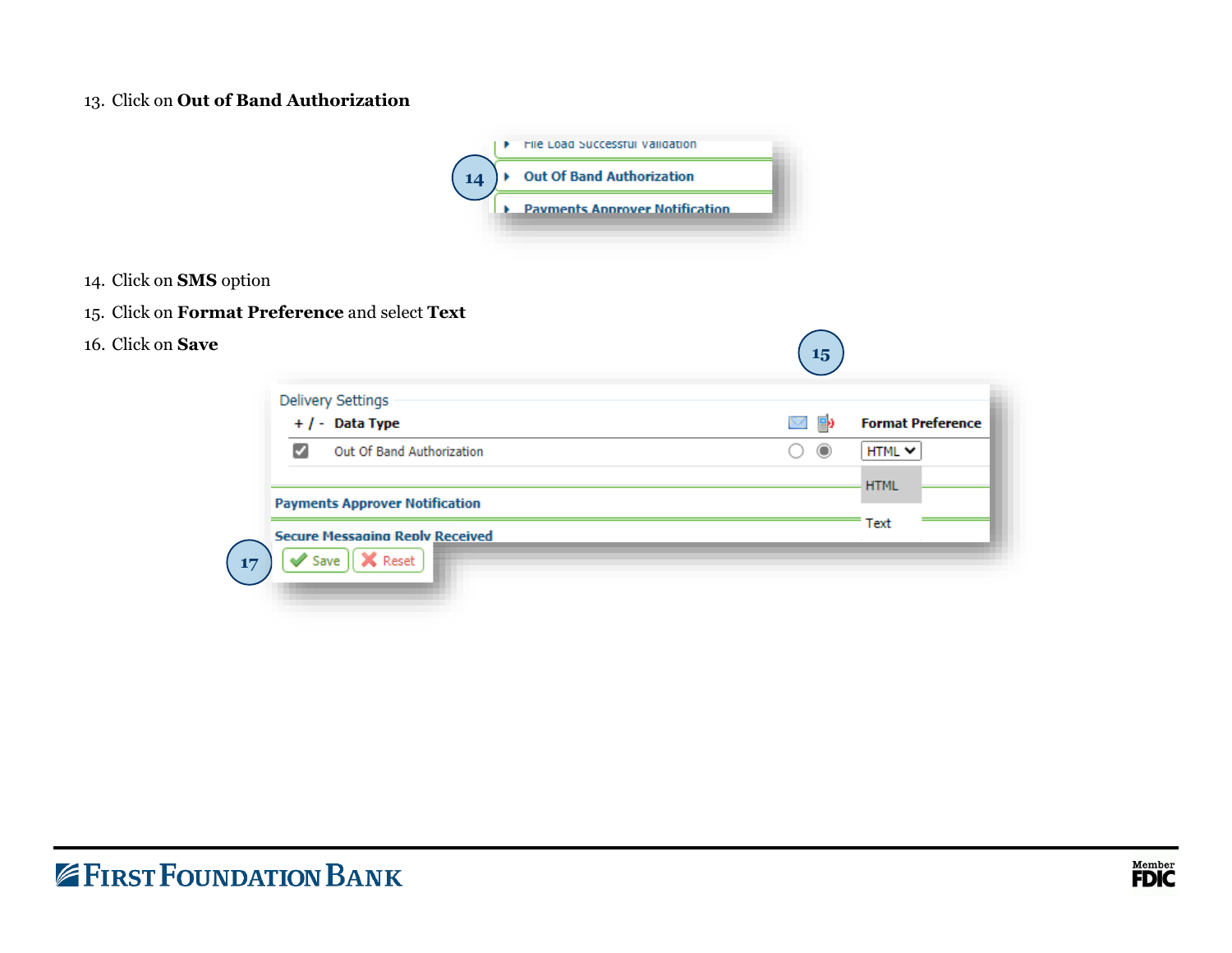13. Click on **Out of Band Authorization**

14. Click on **SMS** option
15. Click on **Format Preference** and select **Text**
16. Click on **Save**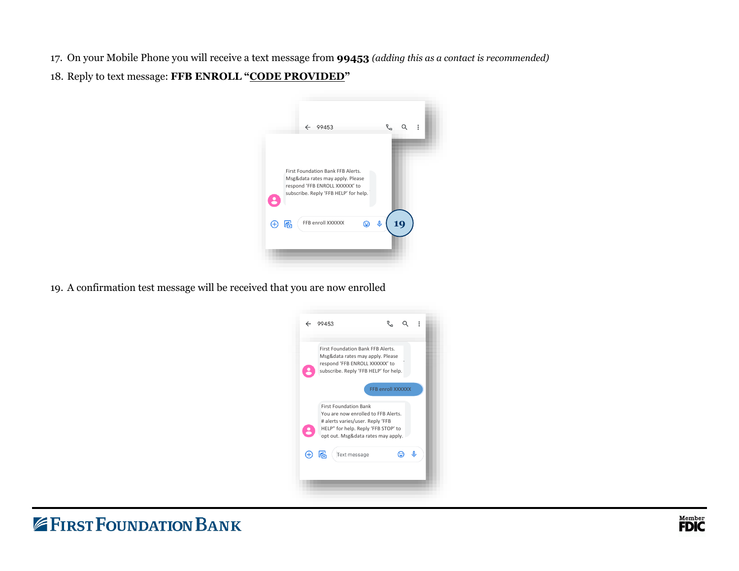17. On your Mobile Phone you will receive a text message from **99453** *(adding this as a contact is recommended)*
18. Reply to text message: **FFB ENROLL "CODE PROVIDED"**

99453

First Foundation Bank FFB Alerts. Msg&data rates may apply. Please respond 'FFB ENROLL XXXXXX' to subscribe. Reply 'FFB HELP' for help.

FFB enroll XXXXXX

19

19. A confirmation test message will be received that you are now enrolled

99453

First Foundation Bank FFB Alerts. Msg&data rates may apply. Please respond 'FFB ENROLL XXXXXX' to subscribe. Reply 'FFB HELP' for help.

FFB enroll XXXXXX

First Foundation Bank You are now enrolled to FFB Alerts. # alerts varies/user. Reply 'FFB HELP" for help. Reply 'FFB STOP' to opt out. Msg&data rates may apply.

Text message